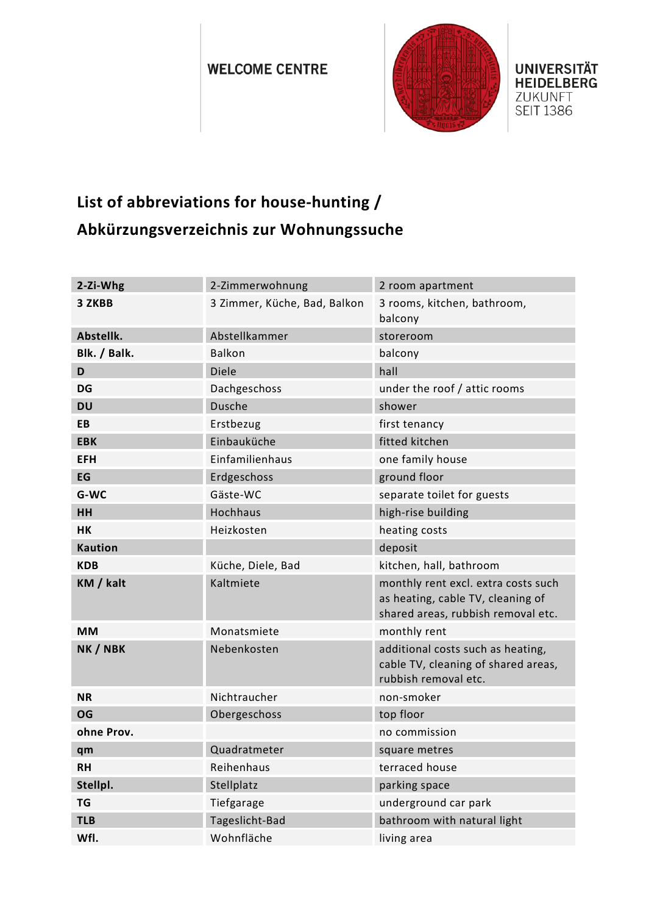WELCOME CENTRE

UNIVERSITÄT HEIDELBERG
ZUKUNFT SEIT 1386

## List of abbreviations for house-hunting / Abkürzungsverzeichnis zur Wohnungssuche

| **2-Zi-Whg** | 2-Zimmerwohnung | 2 room apartment |
|---|---|---|
| **3 ZKBB** | 3 Zimmer, Küche, Bad, Balkon | 3 rooms, kitchen, bathroom, balcony |
| **Abstellk.** | Abstellkammer | storeroom |
| **Blk. / Balk.** | Balkon | balcony |
| **D** | Diele | hall |
| **DG** | Dachgeschoss | under the roof / attic rooms |
| **DU** | Dusche | shower |
| **EB** | Erstbezug | first tenancy |
| **EBK** | Einbauküche | fitted kitchen |
| **EFH** | Einfamilienhaus | one family house |
| **EG** | Erdgeschoss | ground floor |
| **G-WC** | Gäste-WC | separate toilet for guests |
| **HH** | Hochhaus | high-rise building |
| **HK** | Heizkosten | heating costs |
| **Kaution** | | deposit |
| **KDB** | Küche, Diele, Bad | kitchen, hall, bathroom |
| **KM / kalt** | Kaltmiete | monthly rent excl. extra costs such as heating, cable TV, cleaning of shared areas, rubbish removal etc. |
| **MM** | Monatsmiete | monthly rent |
| **NK / NBK** | Nebenkosten | additional costs such as heating, cable TV, cleaning of shared areas, rubbish removal etc. |
| **NR** | Nichtraucher | non-smoker |
| **OG** | Obergeschoss | top floor |
| **ohne Prov.** | | no commission |
| **qm** | Quadratmeter | square metres |
| **RH** | Reihenhaus | terraced house |
| **Stellpl.** | Stellplatz | parking space |
| **TG** | Tiefgarage | underground car park |
| **TLB** | Tageslicht-Bad | bathroom with natural light |
| **Wfl.** | Wohnfläche | living area |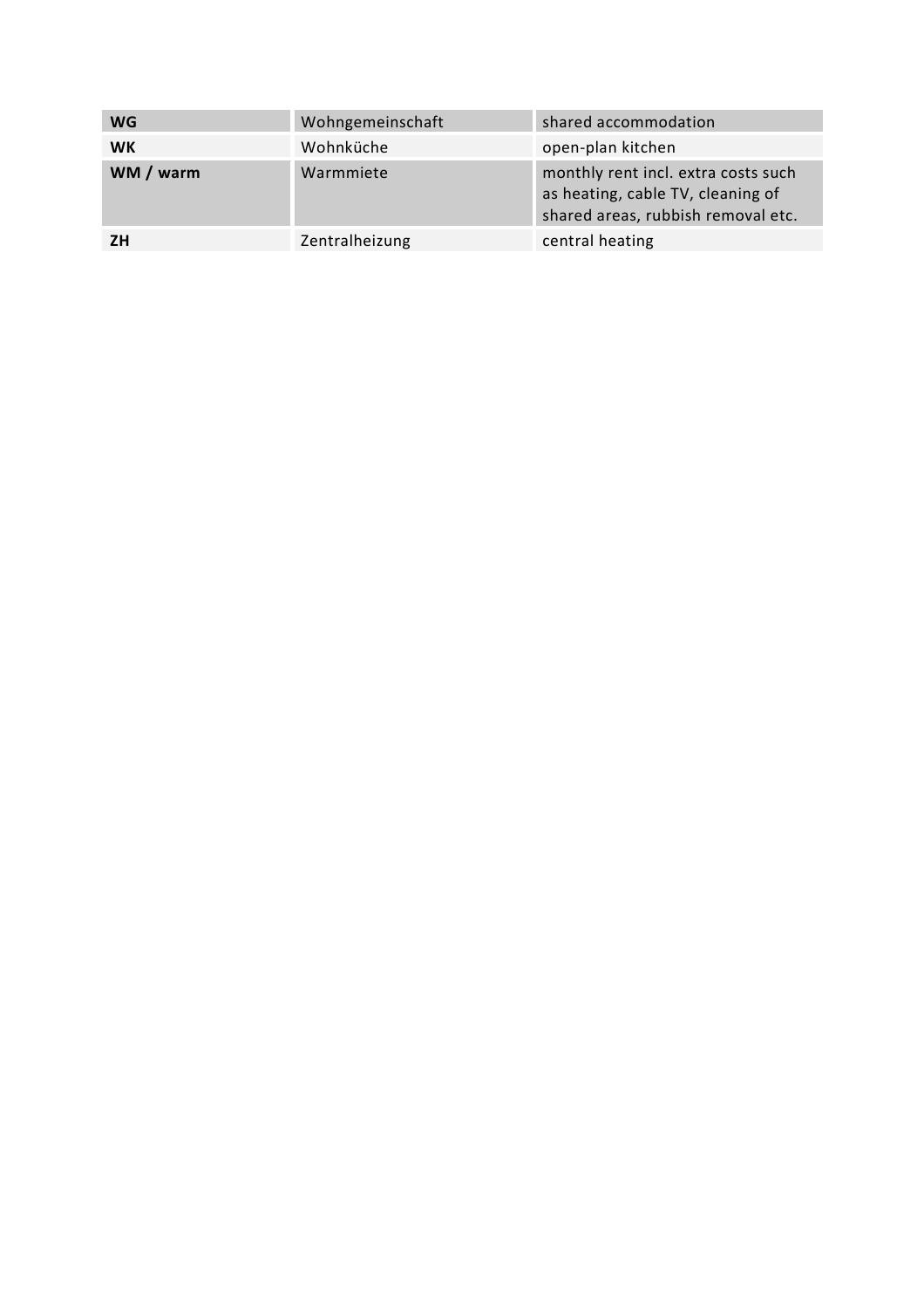| | | |
|---|---|---|
| **WG** | Wohngemeinschaft | shared accommodation |
| **WK** | Wohnküche | open-plan kitchen |
| **WM / warm** | Warmmiete | monthly rent incl. extra costs such as heating, cable TV, cleaning of shared areas, rubbish removal etc. |
| **ZH** | Zentralheizung | central heating |